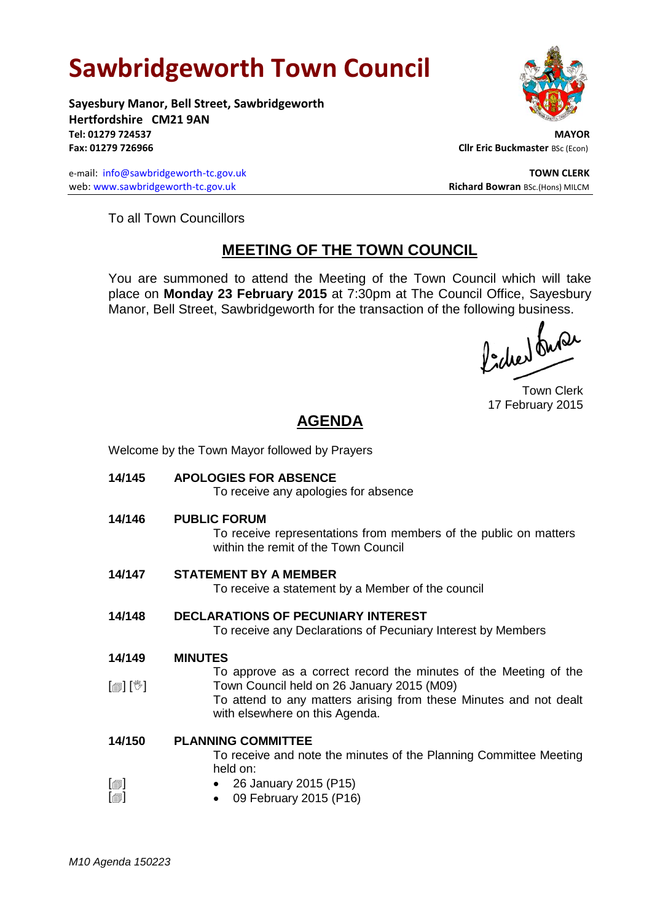# Sawbridgeworth Town Council

**Sayesbury Manor, Bell Street, Sawbridgeworth**
**Hertfordshire CM21 9AN**
**Tel: 01279 724537**
**Fax: 01279 726966**

e-mail: info@sawbridgeworth-tc.gov.uk
web: www.sawbridgeworth-tc.gov.uk

**MAYOR**
**Cllr Eric Buckmaster** BSc (Econ)

**TOWN CLERK**
**Richard Bowran** BSc.(Hons) MILCM

To all Town Councillors

## MEETING OF THE TOWN COUNCIL

You are summoned to attend the Meeting of the Town Council which will take place on **Monday 23 February 2015** at 7:30pm at The Council Office, Sayesbury Manor, Bell Street, Sawbridgeworth for the transaction of the following business.

Town Clerk
17 February 2015

## AGENDA

Welcome by the Town Mayor followed by Prayers

**14/145 APOLOGIES FOR ABSENCE**
To receive any apologies for absence

**14/146 PUBLIC FORUM**
To receive representations from members of the public on matters within the remit of the Town Council

**14/147 STATEMENT BY A MEMBER**
To receive a statement by a Member of the council

**14/148 DECLARATIONS OF PECUNIARY INTEREST**
To receive any Declarations of Pecuniary Interest by Members

**14/149 MINUTES**
[] [] To approve as a correct record the minutes of the Meeting of the Town Council held on 26 January 2015 (M09)
To attend to any matters arising from these Minutes and not dealt with elsewhere on this Agenda.

**14/150 PLANNING COMMITTEE**
To receive and note the minutes of the Planning Committee Meeting held on:

- [] 26 January 2015 (P15)
- [] 09 February 2015 (P16)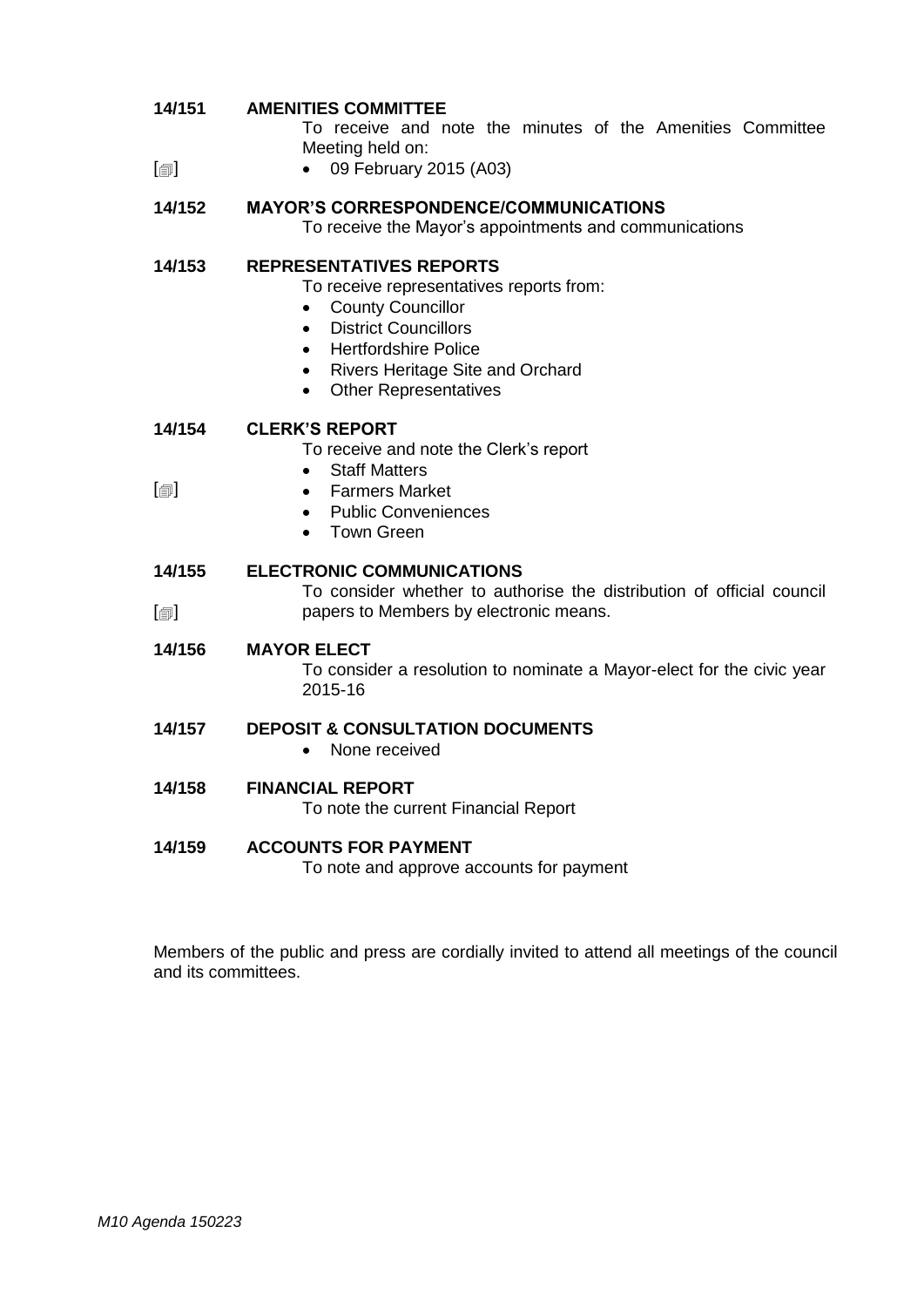**14/151 AMENITIES COMMITTEE**

To receive and note the minutes of the Amenities Committee Meeting held on:

[🗐]
- 09 February 2015 (A03)

**14/152 MAYOR'S CORRESPONDENCE/COMMUNICATIONS**

To receive the Mayor's appointments and communications

**14/153 REPRESENTATIVES REPORTS**

To receive representatives reports from:

- County Councillor
- District Councillors
- Hertfordshire Police
- Rivers Heritage Site and Orchard
- Other Representatives

**14/154 CLERK'S REPORT**

To receive and note the Clerk's report

[🗐]
- Staff Matters
- Farmers Market
- Public Conveniences
- Town Green

**14/155 ELECTRONIC COMMUNICATIONS**

[🗐] To consider whether to authorise the distribution of official council papers to Members by electronic means.

**14/156 MAYOR ELECT**

To consider a resolution to nominate a Mayor-elect for the civic year 2015-16

**14/157 DEPOSIT & CONSULTATION DOCUMENTS**

- None received

**14/158 FINANCIAL REPORT**

To note the current Financial Report

**14/159 ACCOUNTS FOR PAYMENT**

To note and approve accounts for payment

Members of the public and press are cordially invited to attend all meetings of the council and its committees.